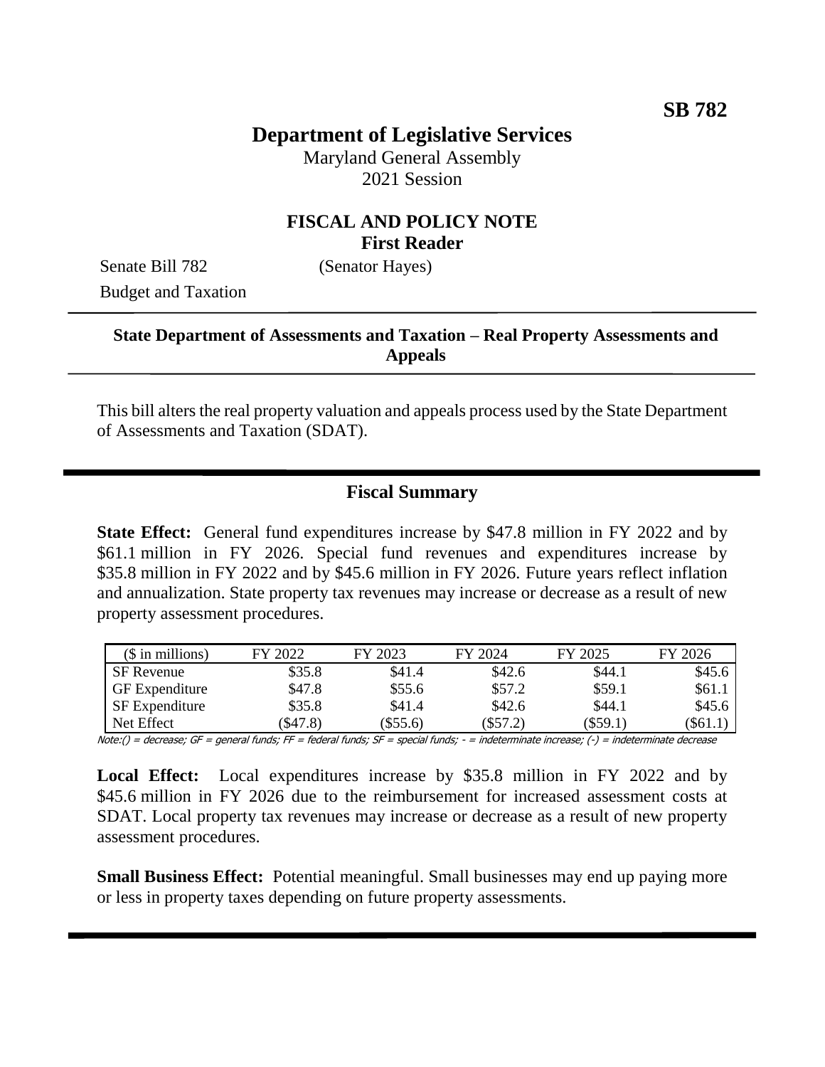**SB 782**

# Department of Legislative Services

Maryland General Assembly
2021 Session

## FISCAL AND POLICY NOTE
**First Reader**

Senate Bill 782 (Senator Hayes)
Budget and Taxation

**State Department of Assessments and Taxation – Real Property Assessments and Appeals**

This bill alters the real property valuation and appeals process used by the State Department of Assessments and Taxation (SDAT).

## Fiscal Summary

**State Effect:** General fund expenditures increase by $47.8 million in FY 2022 and by $61.1 million in FY 2026. Special fund revenues and expenditures increase by $35.8 million in FY 2022 and by $45.6 million in FY 2026. Future years reflect inflation and annualization. State property tax revenues may increase or decrease as a result of new property assessment procedures.

| ($ in millions) | FY 2022 | FY 2023 | FY 2024 | FY 2025 | FY 2026 |
|---|---|---|---|---|---|
| SF Revenue | $35.8 | $41.4 | $42.6 | $44.1 | $45.6 |
| GF Expenditure | $47.8 | $55.6 | $57.2 | $59.1 | $61.1 |
| SF Expenditure | $35.8 | $41.4 | $42.6 | $44.1 | $45.6 |
| Net Effect | ($47.8) | ($55.6) | ($57.2) | ($59.1) | ($61.1) |

*Note:() = decrease; GF = general funds; FF = federal funds; SF = special funds; - = indeterminate increase; (-) = indeterminate decrease*

**Local Effect:** Local expenditures increase by $35.8 million in FY 2022 and by $45.6 million in FY 2026 due to the reimbursement for increased assessment costs at SDAT. Local property tax revenues may increase or decrease as a result of new property assessment procedures.

**Small Business Effect:** Potential meaningful. Small businesses may end up paying more or less in property taxes depending on future property assessments.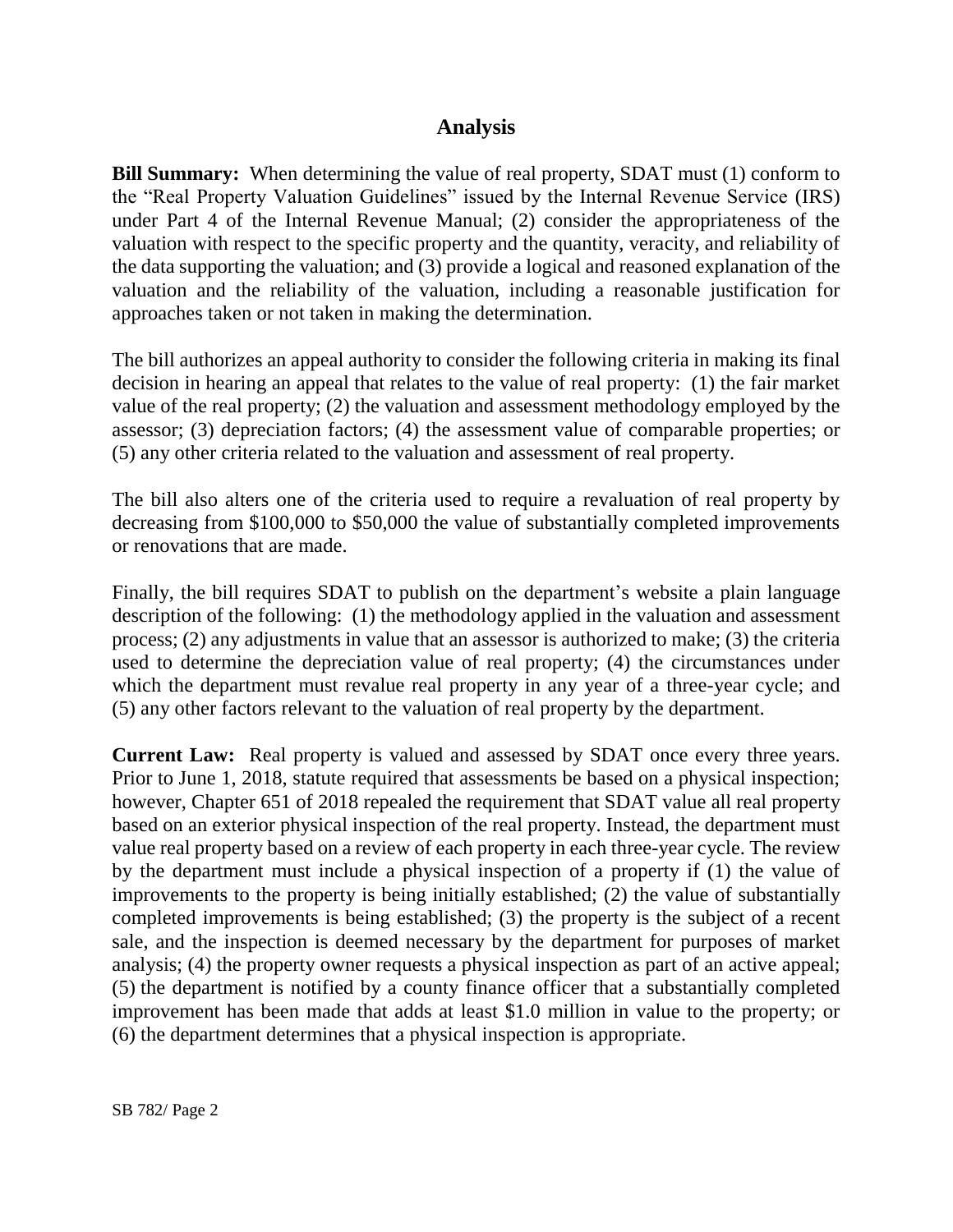## Analysis

**Bill Summary:** When determining the value of real property, SDAT must (1) conform to the "Real Property Valuation Guidelines" issued by the Internal Revenue Service (IRS) under Part 4 of the Internal Revenue Manual; (2) consider the appropriateness of the valuation with respect to the specific property and the quantity, veracity, and reliability of the data supporting the valuation; and (3) provide a logical and reasoned explanation of the valuation and the reliability of the valuation, including a reasonable justification for approaches taken or not taken in making the determination.

The bill authorizes an appeal authority to consider the following criteria in making its final decision in hearing an appeal that relates to the value of real property: (1) the fair market value of the real property; (2) the valuation and assessment methodology employed by the assessor; (3) depreciation factors; (4) the assessment value of comparable properties; or (5) any other criteria related to the valuation and assessment of real property.

The bill also alters one of the criteria used to require a revaluation of real property by decreasing from $100,000 to $50,000 the value of substantially completed improvements or renovations that are made.

Finally, the bill requires SDAT to publish on the department's website a plain language description of the following: (1) the methodology applied in the valuation and assessment process; (2) any adjustments in value that an assessor is authorized to make; (3) the criteria used to determine the depreciation value of real property; (4) the circumstances under which the department must revalue real property in any year of a three-year cycle; and (5) any other factors relevant to the valuation of real property by the department.

**Current Law:** Real property is valued and assessed by SDAT once every three years. Prior to June 1, 2018, statute required that assessments be based on a physical inspection; however, Chapter 651 of 2018 repealed the requirement that SDAT value all real property based on an exterior physical inspection of the real property. Instead, the department must value real property based on a review of each property in each three-year cycle. The review by the department must include a physical inspection of a property if (1) the value of improvements to the property is being initially established; (2) the value of substantially completed improvements is being established; (3) the property is the subject of a recent sale, and the inspection is deemed necessary by the department for purposes of market analysis; (4) the property owner requests a physical inspection as part of an active appeal; (5) the department is notified by a county finance officer that a substantially completed improvement has been made that adds at least $1.0 million in value to the property; or (6) the department determines that a physical inspection is appropriate.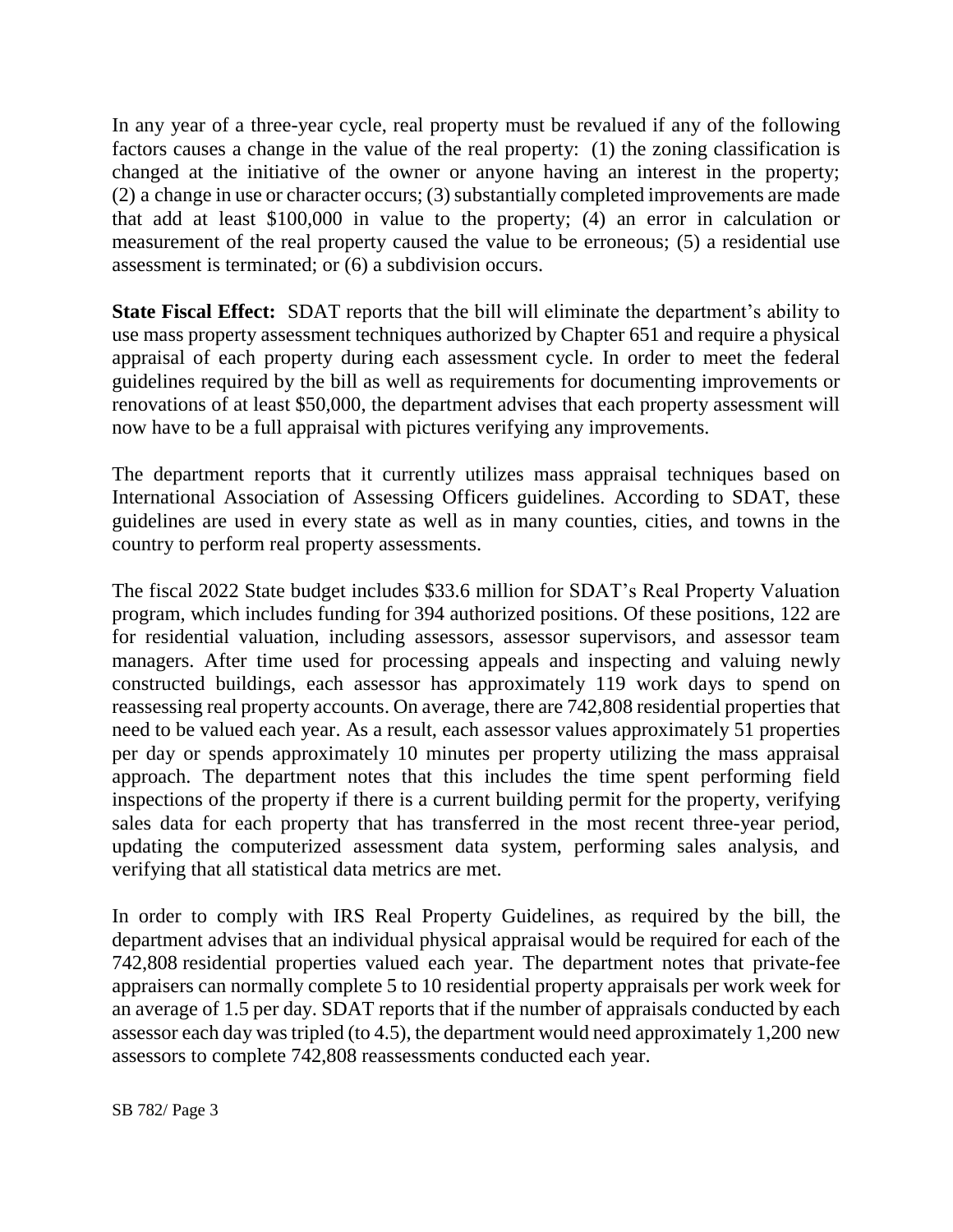In any year of a three-year cycle, real property must be revalued if any of the following factors causes a change in the value of the real property: (1) the zoning classification is changed at the initiative of the owner or anyone having an interest in the property; (2) a change in use or character occurs; (3) substantially completed improvements are made that add at least $100,000 in value to the property; (4) an error in calculation or measurement of the real property caused the value to be erroneous; (5) a residential use assessment is terminated; or (6) a subdivision occurs.

**State Fiscal Effect:** SDAT reports that the bill will eliminate the department's ability to use mass property assessment techniques authorized by Chapter 651 and require a physical appraisal of each property during each assessment cycle. In order to meet the federal guidelines required by the bill as well as requirements for documenting improvements or renovations of at least $50,000, the department advises that each property assessment will now have to be a full appraisal with pictures verifying any improvements.

The department reports that it currently utilizes mass appraisal techniques based on International Association of Assessing Officers guidelines. According to SDAT, these guidelines are used in every state as well as in many counties, cities, and towns in the country to perform real property assessments.

The fiscal 2022 State budget includes $33.6 million for SDAT's Real Property Valuation program, which includes funding for 394 authorized positions. Of these positions, 122 are for residential valuation, including assessors, assessor supervisors, and assessor team managers. After time used for processing appeals and inspecting and valuing newly constructed buildings, each assessor has approximately 119 work days to spend on reassessing real property accounts. On average, there are 742,808 residential properties that need to be valued each year. As a result, each assessor values approximately 51 properties per day or spends approximately 10 minutes per property utilizing the mass appraisal approach. The department notes that this includes the time spent performing field inspections of the property if there is a current building permit for the property, verifying sales data for each property that has transferred in the most recent three-year period, updating the computerized assessment data system, performing sales analysis, and verifying that all statistical data metrics are met.

In order to comply with IRS Real Property Guidelines, as required by the bill, the department advises that an individual physical appraisal would be required for each of the 742,808 residential properties valued each year. The department notes that private-fee appraisers can normally complete 5 to 10 residential property appraisals per work week for an average of 1.5 per day. SDAT reports that if the number of appraisals conducted by each assessor each day was tripled (to 4.5), the department would need approximately 1,200 new assessors to complete 742,808 reassessments conducted each year.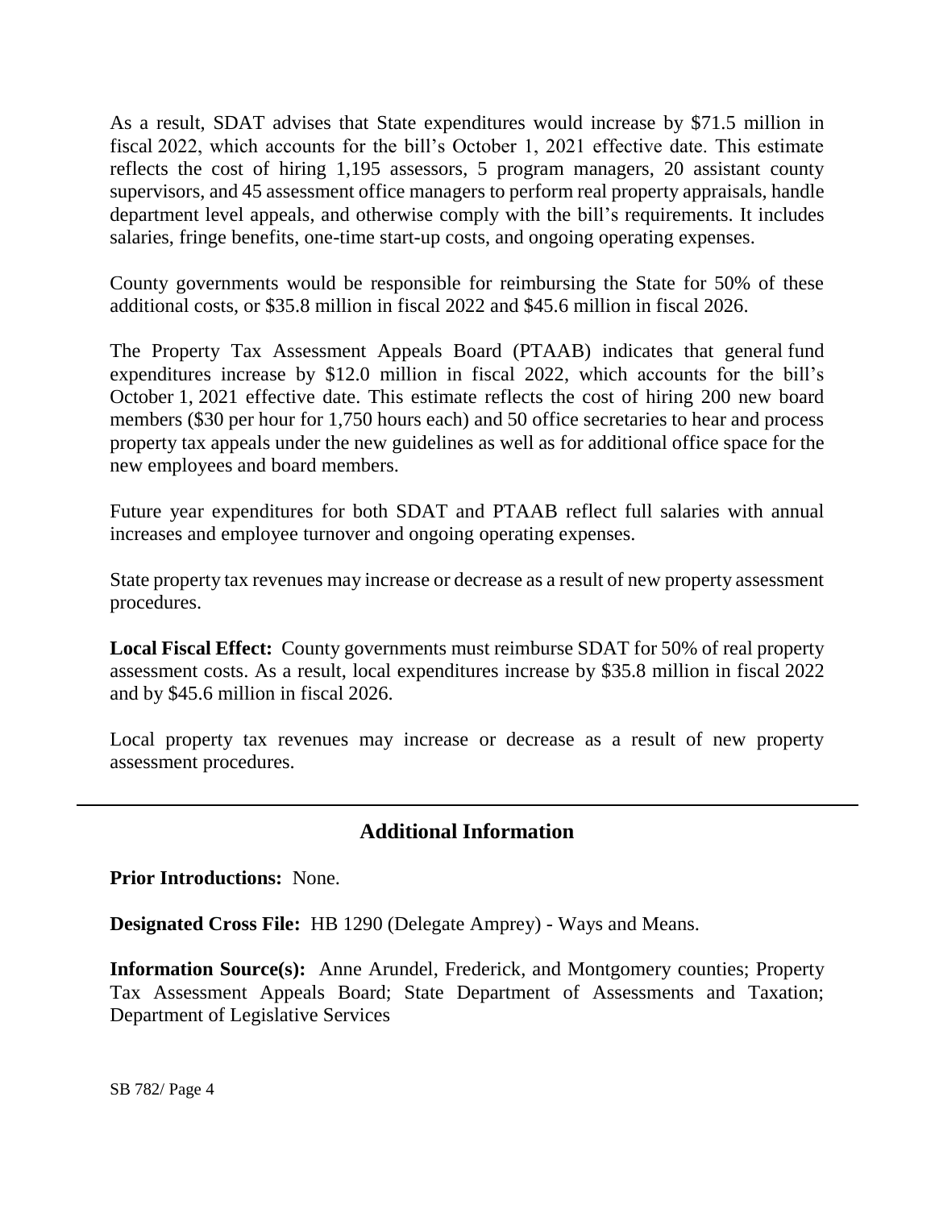As a result, SDAT advises that State expenditures would increase by $71.5 million in fiscal 2022, which accounts for the bill's October 1, 2021 effective date. This estimate reflects the cost of hiring 1,195 assessors, 5 program managers, 20 assistant county supervisors, and 45 assessment office managers to perform real property appraisals, handle department level appeals, and otherwise comply with the bill's requirements. It includes salaries, fringe benefits, one-time start-up costs, and ongoing operating expenses.

County governments would be responsible for reimbursing the State for 50% of these additional costs, or $35.8 million in fiscal 2022 and $45.6 million in fiscal 2026.

The Property Tax Assessment Appeals Board (PTAAB) indicates that general fund expenditures increase by $12.0 million in fiscal 2022, which accounts for the bill's October 1, 2021 effective date. This estimate reflects the cost of hiring 200 new board members ($30 per hour for 1,750 hours each) and 50 office secretaries to hear and process property tax appeals under the new guidelines as well as for additional office space for the new employees and board members.

Future year expenditures for both SDAT and PTAAB reflect full salaries with annual increases and employee turnover and ongoing operating expenses.

State property tax revenues may increase or decrease as a result of new property assessment procedures.

**Local Fiscal Effect:** County governments must reimburse SDAT for 50% of real property assessment costs. As a result, local expenditures increase by $35.8 million in fiscal 2022 and by $45.6 million in fiscal 2026.

Local property tax revenues may increase or decrease as a result of new property assessment procedures.

## Additional Information

**Prior Introductions:** None.

**Designated Cross File:** HB 1290 (Delegate Amprey) - Ways and Means.

**Information Source(s):** Anne Arundel, Frederick, and Montgomery counties; Property Tax Assessment Appeals Board; State Department of Assessments and Taxation; Department of Legislative Services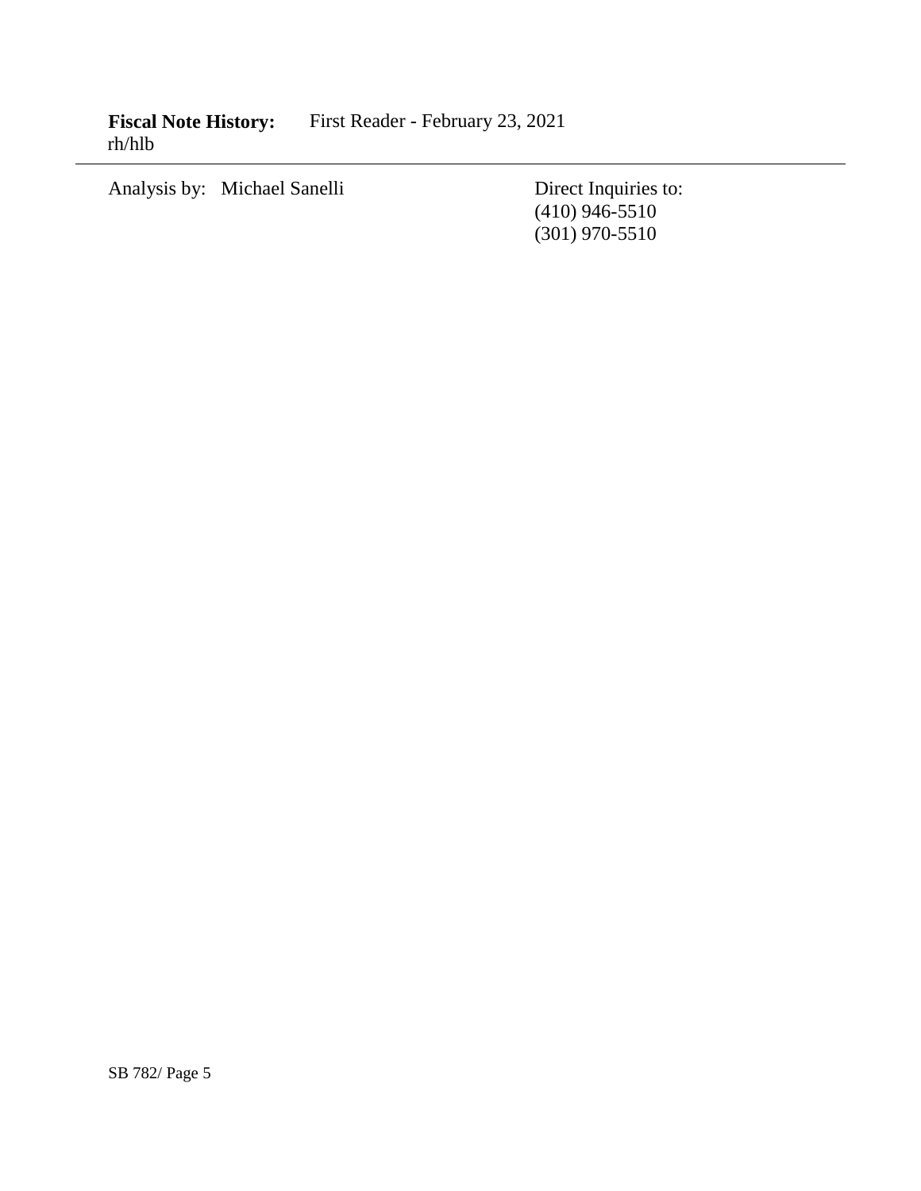**Fiscal Note History:** First Reader - February 23, 2021
rh/hlb

---

Analysis by: Michael Sanelli

Direct Inquiries to:
(410) 946-5510
(301) 970-5510